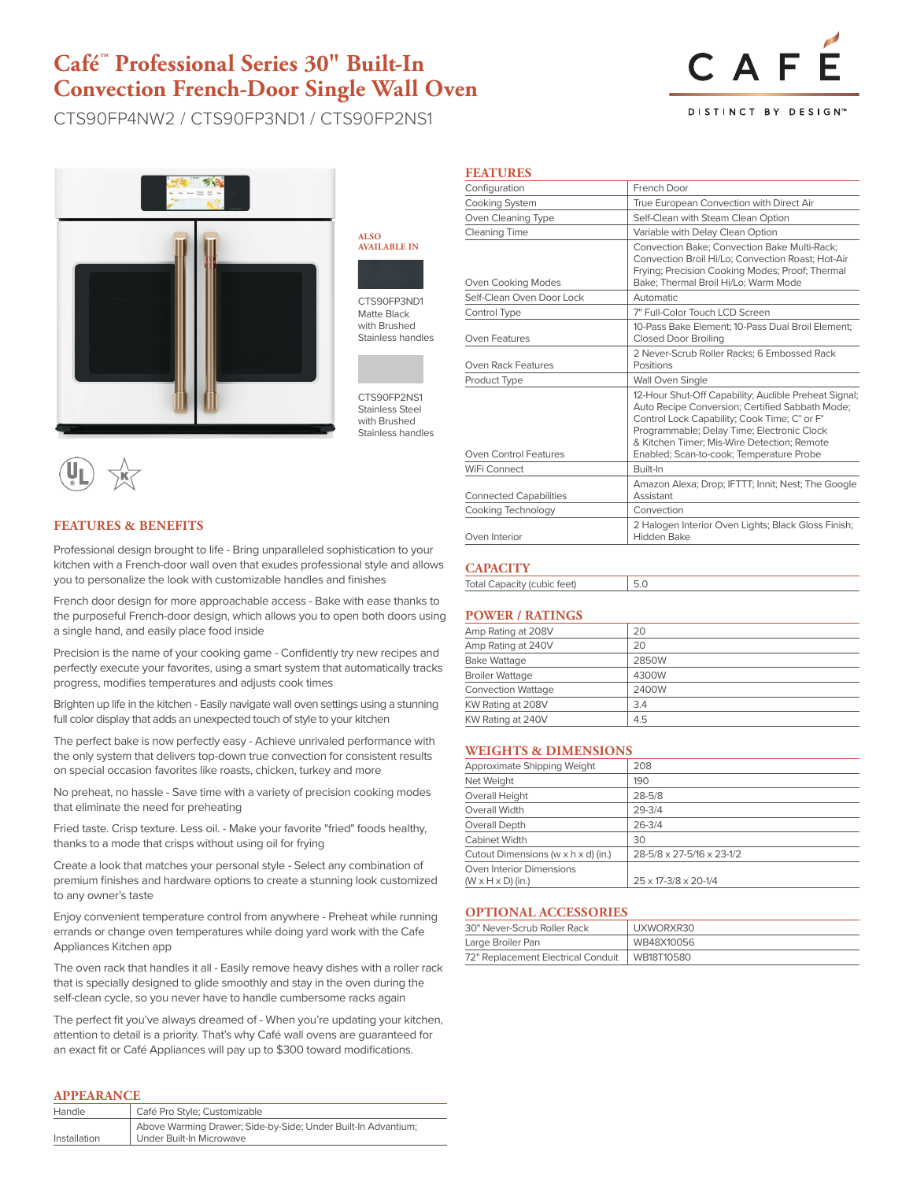# Café™ Professional Series 30" Built-In Convection French-Door Single Wall Oven

CTS90FP4NW2 / CTS90FP3ND1 / CTS90FP2NS1

CAFÉ

DISTINCT BY DESIGN™

**ALSO AVAILABLE IN**

CTS90FP3ND1
Matte Black with Brushed Stainless handles

CTS90FP2NS1
Stainless Steel with Brushed Stainless handles

## FEATURES & BENEFITS

Professional design brought to life - Bring unparalleled sophistication to your kitchen with a French-door wall oven that exudes professional style and allows you to personalize the look with customizable handles and finishes

French door design for more approachable access - Bake with ease thanks to the purposeful French-door design, which allows you to open both doors using a single hand, and easily place food inside

Precision is the name of your cooking game - Confidently try new recipes and perfectly execute your favorites, using a smart system that automatically tracks progress, modifies temperatures and adjusts cook times

Brighten up life in the kitchen - Easily navigate wall oven settings using a stunning full color display that adds an unexpected touch of style to your kitchen

The perfect bake is now perfectly easy - Achieve unrivaled performance with the only system that delivers top-down true convection for consistent results on special occasion favorites like roasts, chicken, turkey and more

No preheat, no hassle - Save time with a variety of precision cooking modes that eliminate the need for preheating

Fried taste. Crisp texture. Less oil. - Make your favorite "fried" foods healthy, thanks to a mode that crisps without using oil for frying

Create a look that matches your personal style - Select any combination of premium finishes and hardware options to create a stunning look customized to any owner's taste

Enjoy convenient temperature control from anywhere - Preheat while running errands or change oven temperatures while doing yard work with the Cafe Appliances Kitchen app

The oven rack that handles it all - Easily remove heavy dishes with a roller rack that is specially designed to glide smoothly and stay in the oven during the self-clean cycle, so you never have to handle cumbersome racks again

The perfect fit you've always dreamed of - When you're updating your kitchen, attention to detail is a priority. That's why Café wall ovens are guaranteed for an exact fit or Café Appliances will pay up to $300 toward modifications.

## APPEARANCE

| | |
|---|---|
| Handle | Café Pro Style; Customizable |
| Installation | Above Warming Drawer; Side-by-Side; Under Built-In Advantium; Under Built-In Microwave |

## FEATURES

| | |
|---|---|
| Configuration | French Door |
| Cooking System | True European Convection with Direct Air |
| Oven Cleaning Type | Self-Clean with Steam Clean Option |
| Cleaning Time | Variable with Delay Clean Option |
| Oven Cooking Modes | Convection Bake; Convection Bake Multi-Rack; Convection Broil Hi/Lo; Convection Roast; Hot-Air Frying; Precision Cooking Modes; Proof; Thermal Bake; Thermal Broil Hi/Lo; Warm Mode |
| Self-Clean Oven Door Lock | Automatic |
| Control Type | 7" Full-Color Touch LCD Screen |
| Oven Features | 10-Pass Bake Element; 10-Pass Dual Broil Element; Closed Door Broiling |
| Oven Rack Features | 2 Never-Scrub Roller Racks; 6 Embossed Rack Positions |
| Product Type | Wall Oven Single |
| Oven Control Features | 12-Hour Shut-Off Capability; Audible Preheat Signal; Auto Recipe Conversion; Certified Sabbath Mode; Control Lock Capability; Cook Time; C° or F° Programmable; Delay Time; Electronic Clock & Kitchen Timer; Mis-Wire Detection; Remote Enabled; Scan-to-cook; Temperature Probe |
| WiFi Connect | Built-In |
| Connected Capabilities | Amazon Alexa; Drop; IFTTT; Innit; Nest; The Google Assistant |
| Cooking Technology | Convection |
| Oven Interior | 2 Halogen Interior Oven Lights; Black Gloss Finish; Hidden Bake |

## CAPACITY

| | |
|---|---|
| Total Capacity (cubic feet) | 5.0 |

## POWER / RATINGS

| | |
|---|---|
| Amp Rating at 208V | 20 |
| Amp Rating at 240V | 20 |
| Bake Wattage | 2850W |
| Broiler Wattage | 4300W |
| Convection Wattage | 2400W |
| KW Rating at 208V | 3.4 |
| KW Rating at 240V | 4.5 |

## WEIGHTS & DIMENSIONS

| | |
|---|---|
| Approximate Shipping Weight | 208 |
| Net Weight | 190 |
| Overall Height | 28-5/8 |
| Overall Width | 29-3/4 |
| Overall Depth | 26-3/4 |
| Cabinet Width | 30 |
| Cutout Dimensions (w x h x d) (in.) | 28-5/8 x 27-5/16 x 23-1/2 |
| Oven Interior Dimensions (W x H x D) (in.) | 25 x 17-3/8 x 20-1/4 |

## OPTIONAL ACCESSORIES

| | |
|---|---|
| 30" Never-Scrub Roller Rack | UXWORXR30 |
| Large Broiler Pan | WB48X10056 |
| 72" Replacement Electrical Conduit | WB18T10580 |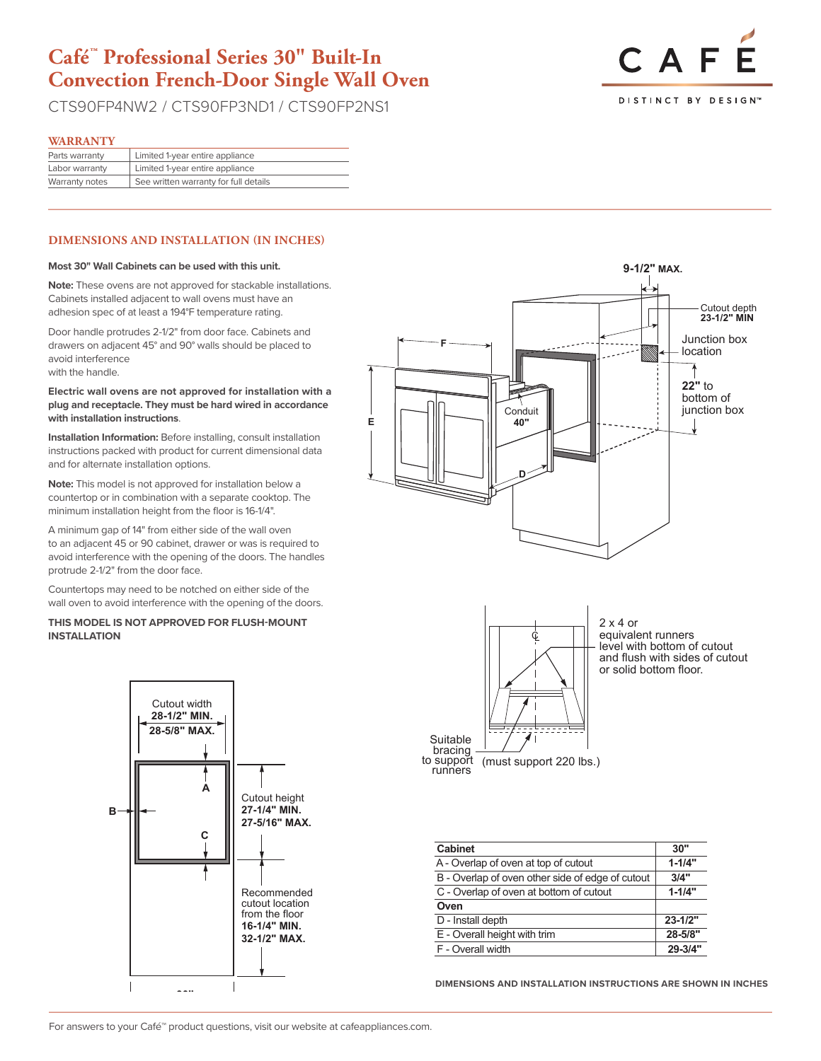# Café™ Professional Series 30" Built-In Convection French-Door Single Wall Oven

CTS90FP4NW2 / CTS90FP3ND1 / CTS90FP2NS1

## WARRANTY

| | |
|---|---|
| Parts warranty | Limited 1-year entire appliance |
| Labor warranty | Limited 1-year entire appliance |
| Warranty notes | See written warranty for full details |

## DIMENSIONS AND INSTALLATION (IN INCHES)

**Most 30" Wall Cabinets can be used with this unit.**

**Note:** These ovens are not approved for stackable installations. Cabinets installed adjacent to wall ovens must have an adhesion spec of at least a 194°F temperature rating.

Door handle protrudes 2-1/2" from door face. Cabinets and drawers on adjacent 45° and 90° walls should be placed to avoid interference
with the handle.

**Electric wall ovens are not approved for installation with a plug and receptacle. They must be hard wired in accordance with installation instructions**.

**Installation Information:** Before installing, consult installation instructions packed with product for current dimensional data and for alternate installation options.

**Note:** This model is not approved for installation below a countertop or in combination with a separate cooktop. The minimum installation height from the floor is 16-1/4".

A minimum gap of 14" from either side of the wall oven to an adjacent 45 or 90 cabinet, drawer or was is required to avoid interference with the opening of the doors. The handles protrude 2-1/2" from the door face.

Countertops may need to be notched on either side of the wall oven to avoid interference with the opening of the doors.

**THIS MODEL IS NOT APPROVED FOR FLUSH-MOUNT INSTALLATION**

9-1/2" MAX.

Cutout depth **23-1/2" MIN**

Junction box location

**22"** to bottom of junction box

Conduit **40"**

F, E, D

2 x 4 or equivalent runners level with bottom of cutout and flush with sides of cutout or solid bottom floor.

Suitable bracing to support runners (must support 220 lbs.)

Cutout width **28-1/2" MIN.** **28-5/8" MAX.**

A, B, C

Cutout height **27-1/4" MIN.** **27-5/16" MAX.**

Recommended cutout location from the floor **16-1/4" MIN.** **32-1/2" MAX.**

| Cabinet | 30" |
|---|---|
| A - Overlap of oven at top of cutout | 1-1/4" |
| B - Overlap of oven other side of edge of cutout | 3/4" |
| C - Overlap of oven at bottom of cutout | 1-1/4" |
| **Oven** | |
| D - Install depth | 23-1/2" |
| E - Overall height with trim | 28-5/8" |
| F - Overall width | 29-3/4" |

DIMENSIONS AND INSTALLATION INSTRUCTIONS ARE SHOWN IN INCHES

For answers to your Café™ product questions, visit our website at cafeappliances.com.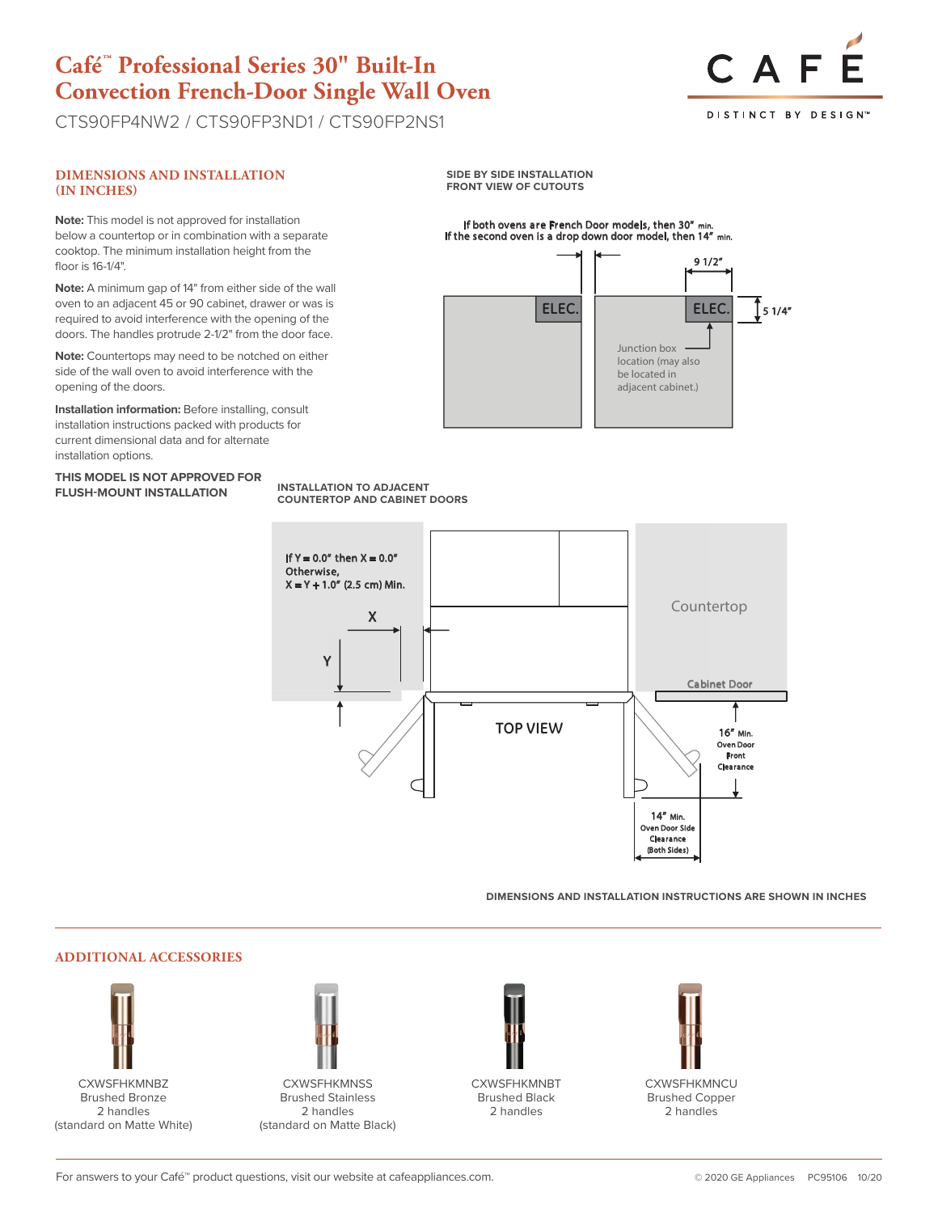# Café™ Professional Series 30" Built-In Convection French-Door Single Wall Oven

CTS90FP4NW2 / CTS90FP3ND1 / CTS90FP2NS1

## DIMENSIONS AND INSTALLATION (IN INCHES)

**Note:** This model is not approved for installation below a countertop or in combination with a separate cooktop. The minimum installation height from the floor is 16-1/4".

**Note:** A minimum gap of 14" from either side of the wall oven to an adjacent 45 or 90 cabinet, drawer or was is required to avoid interference with the opening of the doors. The handles protrude 2-1/2" from the door face.

**Note:** Countertops may need to be notched on either side of the wall oven to avoid interference with the opening of the doors.

**Installation information:** Before installing, consult installation instructions packed with products for current dimensional data and for alternate installation options.

**THIS MODEL IS NOT APPROVED FOR FLUSH-MOUNT INSTALLATION**

**SIDE BY SIDE INSTALLATION FRONT VIEW OF CUTOUTS**

If both ovens are French Door models, then 30" min.
If the second oven is a drop down door model, then 14" min.

9 1/2"

ELEC.

ELEC.

5 1/4"

Junction box location (may also be located in adjacent cabinet.)

**INSTALLATION TO ADJACENT COUNTERTOP AND CABINET DOORS**

If Y = 0.0" then X = 0.0"
Otherwise,
X = Y + 1.0" (2.5 cm) Min.

X

Y

Countertop

Cabinet Door

TOP VIEW

16" Min. Oven Door Front Clearance

14" Min. Oven Door Side Clearance (Both Sides)

**DIMENSIONS AND INSTALLATION INSTRUCTIONS ARE SHOWN IN INCHES**

## ADDITIONAL ACCESSORIES

CXWSFHKMNBZ
Brushed Bronze
2 handles
(standard on Matte White)

CXWSFHKMNSS
Brushed Stainless
2 handles
(standard on Matte Black)

CXWSFHKMNBT
Brushed Black
2 handles

CXWSFHKMNCU
Brushed Copper
2 handles

For answers to your Café™ product questions, visit our website at cafeappliances.com.

© 2020 GE Appliances PC95106 10/20